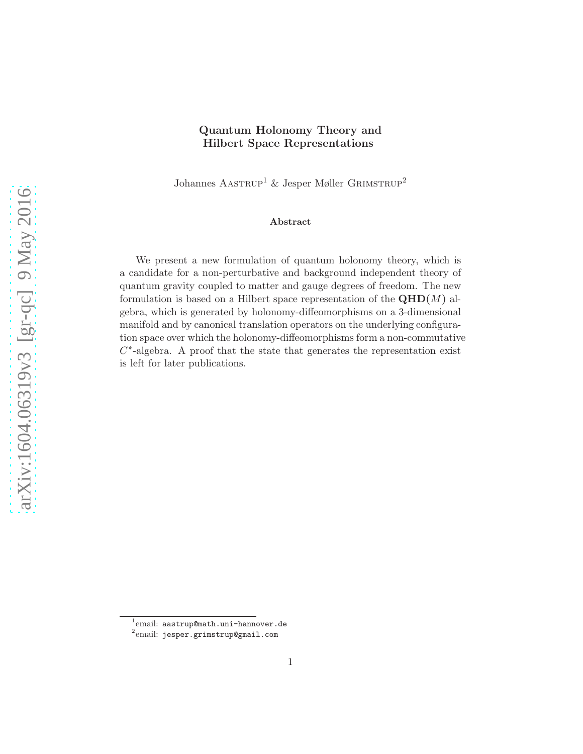# Quantum Holonomy Theory and Hilbert Space Representations

Johannes Aastrup[1] & Jesper Møller Grimstrup[2]

### Abstract

We present a new formulation of quantum holonomy theory, which is a candidate for a non-perturbative and background independent theory of quantum gravity coupled to matter and gauge degrees of freedom. The new formulation is based on a Hilbert space representation of the $\mathbf{QHD}(M)$ algebra, which is generated by holonomy-diffeomorphisms on a 3-dimensional manifold and by canonical translation operators on the underlying configuration space over which the holonomy-diffeomorphisms form a non-commutative $C^*$-algebra. A proof that the state that generates the representation exist is left for later publications.

[1]email: aastrup@math.uni-hannover.de

[2]email: jesper.grimstrup@gmail.com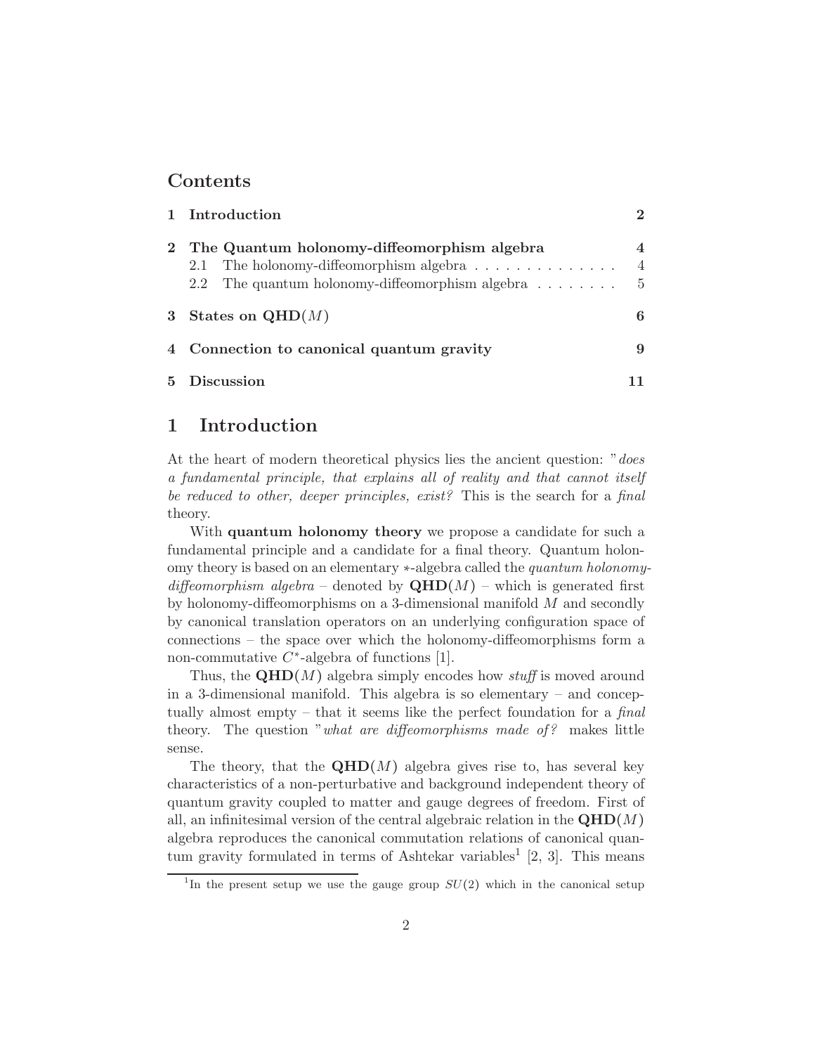## Contents

| | | |
|---|---|---|
| **1** | **Introduction** | **2** |
| **2** | **The Quantum holonomy-diffeomorphism algebra** | **4** |
| | 2.1 The holonomy-diffeomorphism algebra | 4 |
| | 2.2 The quantum holonomy-diffeomorphism algebra | 5 |
| **3** | **States on QHD($M$)** | **6** |
| **4** | **Connection to canonical quantum gravity** | **9** |
| **5** | **Discussion** | **11** |

# 1 Introduction

At the heart of modern theoretical physics lies the ancient question: "*does a fundamental principle, that explains all of reality and that cannot itself be reduced to other, deeper principles, exist?* This is the search for a *final* theory.

With **quantum holonomy theory** we propose a candidate for such a fundamental principle and a candidate for a final theory. Quantum holonomy theory is based on an elementary $*$-algebra called the *quantum holonomy-diffeomorphism algebra* – denoted by **QHD**($M$) – which is generated first by holonomy-diffeomorphisms on a 3-dimensional manifold $M$ and secondly by canonical translation operators on an underlying configuration space of connections – the space over which the holonomy-diffeomorphisms form a non-commutative $C^*$-algebra of functions [1].

Thus, the **QHD**($M$) algebra simply encodes how *stuff* is moved around in a 3-dimensional manifold. This algebra is so elementary – and conceptually almost empty – that it seems like the perfect foundation for a *final* theory. The question "*what are diffeomorphisms made of?* makes little sense.

The theory, that the **QHD**($M$) algebra gives rise to, has several key characteristics of a non-perturbative and background independent theory of quantum gravity coupled to matter and gauge degrees of freedom. First of all, an infinitesimal version of the central algebraic relation in the **QHD**($M$) algebra reproduces the canonical commutation relations of canonical quantum gravity formulated in terms of Ashtekar variables[1] [2, 3]. This means

[1] In the present setup we use the gauge group $SU(2)$ which in the canonical setup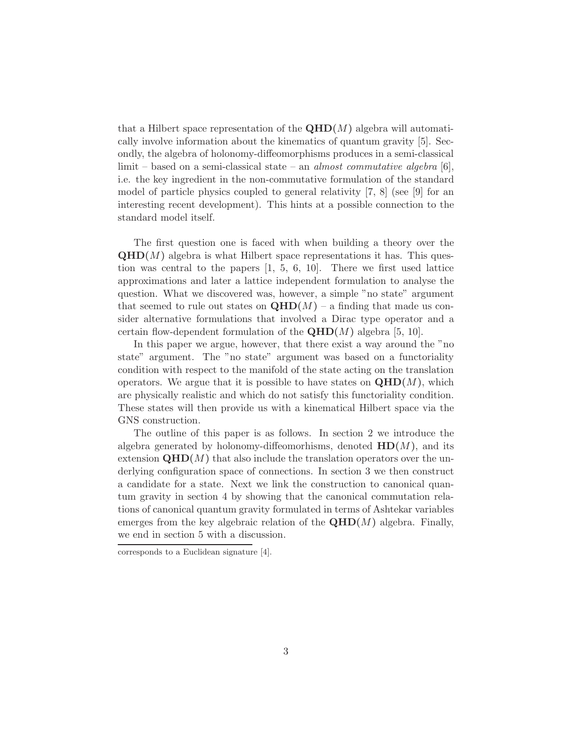that a Hilbert space representation of the $\mathbf{QHD}(M)$ algebra will automatically involve information about the kinematics of quantum gravity [5]. Secondly, the algebra of holonomy-diffeomorphisms produces in a semi-classical limit – based on a semi-classical state – an *almost commutative algebra* [6], i.e. the key ingredient in the non-commutative formulation of the standard model of particle physics coupled to general relativity [7, 8] (see [9] for an interesting recent development). This hints at a possible connection to the standard model itself.

The first question one is faced with when building a theory over the $\mathbf{QHD}(M)$ algebra is what Hilbert space representations it has. This question was central to the papers [1, 5, 6, 10]. There we first used lattice approximations and later a lattice independent formulation to analyse the question. What we discovered was, however, a simple "no state" argument that seemed to rule out states on $\mathbf{QHD}(M)$ – a finding that made us consider alternative formulations that involved a Dirac type operator and a certain flow-dependent formulation of the $\mathbf{QHD}(M)$ algebra [5, 10].

In this paper we argue, however, that there exist a way around the "no state" argument. The "no state" argument was based on a functoriality condition with respect to the manifold of the state acting on the translation operators. We argue that it is possible to have states on $\mathbf{QHD}(M)$, which are physically realistic and which do not satisfy this functoriality condition. These states will then provide us with a kinematical Hilbert space via the GNS construction.

The outline of this paper is as follows. In section 2 we introduce the algebra generated by holonomy-diffeomorhisms, denoted $\mathbf{HD}(M)$, and its extension $\mathbf{QHD}(M)$ that also include the translation operators over the underlying configuration space of connections. In section 3 we then construct a candidate for a state. Next we link the construction to canonical quantum gravity in section 4 by showing that the canonical commutation relations of canonical quantum gravity formulated in terms of Ashtekar variables emerges from the key algebraic relation of the $\mathbf{QHD}(M)$ algebra. Finally, we end in section 5 with a discussion.

corresponds to a Euclidean signature [4].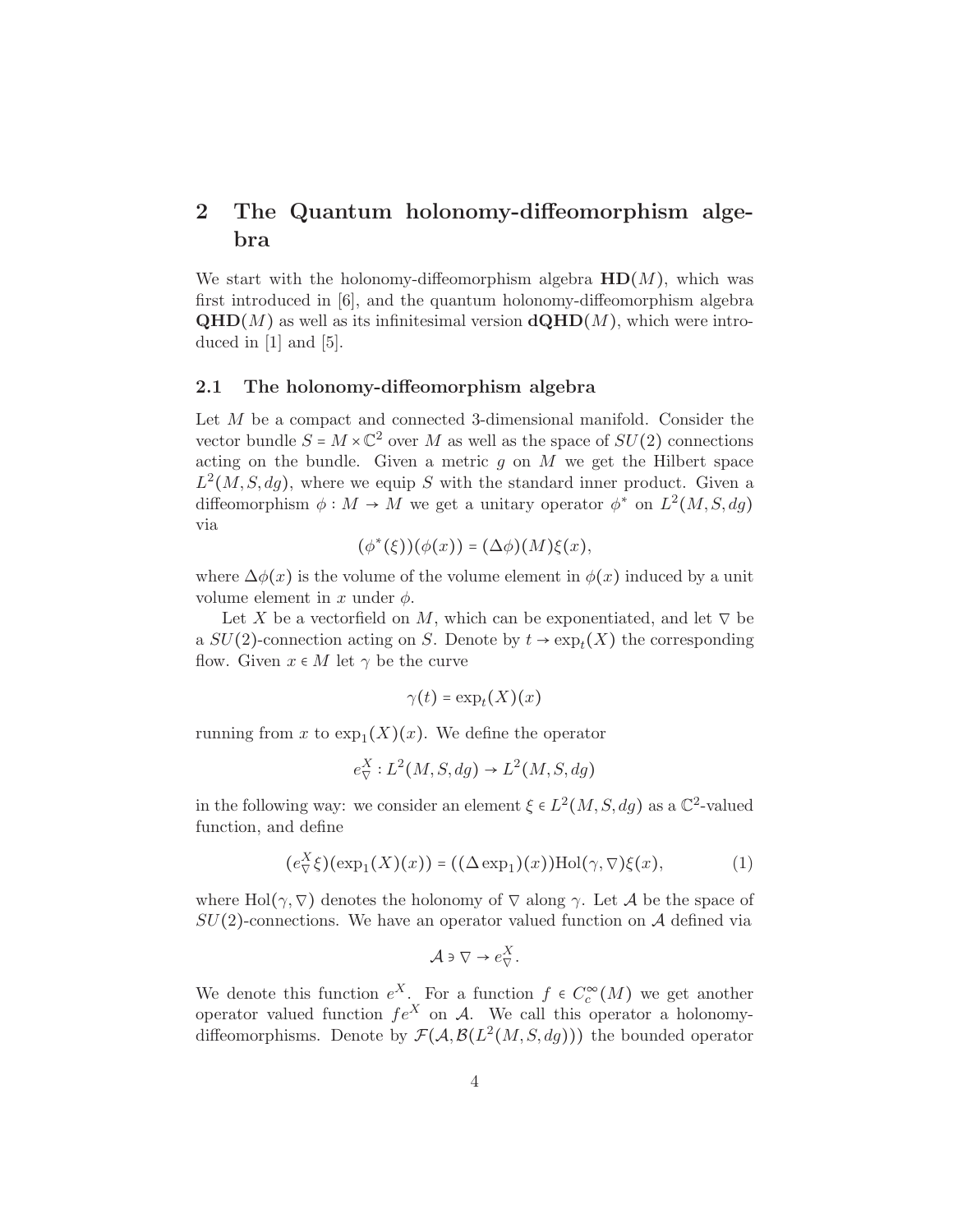## 2 The Quantum holonomy-diffeomorphism algebra

We start with the holonomy-diffeomorphism algebra $\mathbf{HD}(M)$, which was first introduced in [6], and the quantum holonomy-diffeomorphism algebra $\mathbf{QHD}(M)$ as well as its infinitesimal version $\mathbf{dQHD}(M)$, which were introduced in [1] and [5].

### 2.1 The holonomy-diffeomorphism algebra

Let $M$ be a compact and connected 3-dimensional manifold. Consider the vector bundle $S = M \times \mathbb{C}^2$ over $M$ as well as the space of $SU(2)$ connections acting on the bundle. Given a metric $g$ on $M$ we get the Hilbert space $L^2(M, S, dg)$, where we equip $S$ with the standard inner product. Given a diffeomorphism $\phi : M \to M$ we get a unitary operator $\phi^*$ on $L^2(M, S, dg)$ via

$$(\phi^*(\xi))(\phi(x)) = (\Delta\phi)(M)\xi(x),$$

where $\Delta\phi(x)$ is the volume of the volume element in $\phi(x)$ induced by a unit volume element in $x$ under $\phi$.

Let $X$ be a vectorfield on $M$, which can be exponentiated, and let $\nabla$ be a $SU(2)$-connection acting on $S$. Denote by $t \to \exp_t(X)$ the corresponding flow. Given $x \in M$ let $\gamma$ be the curve

$$\gamma(t) = \exp_t(X)(x)$$

running from $x$ to $\exp_1(X)(x)$. We define the operator

$$e^X_\nabla : L^2(M, S, dg) \to L^2(M, S, dg)$$

in the following way: we consider an element $\xi \in L^2(M, S, dg)$ as a $\mathbb{C}^2$-valued function, and define

$$(e^X_\nabla \xi)(\exp_1(X)(x)) = ((\Delta \exp_1)(x))\mathrm{Hol}(\gamma, \nabla)\xi(x), \tag{1}$$

where $\mathrm{Hol}(\gamma, \nabla)$ denotes the holonomy of $\nabla$ along $\gamma$. Let $\mathcal{A}$ be the space of $SU(2)$-connections. We have an operator valued function on $\mathcal{A}$ defined via

$$\mathcal{A} \ni \nabla \to e^X_\nabla.$$

We denote this function $e^X$. For a function $f \in C^\infty_c(M)$ we get another operator valued function $fe^X$ on $\mathcal{A}$. We call this operator a holonomy-diffeomorphisms. Denote by $\mathcal{F}(\mathcal{A}, \mathcal{B}(L^2(M, S, dg)))$ the bounded operator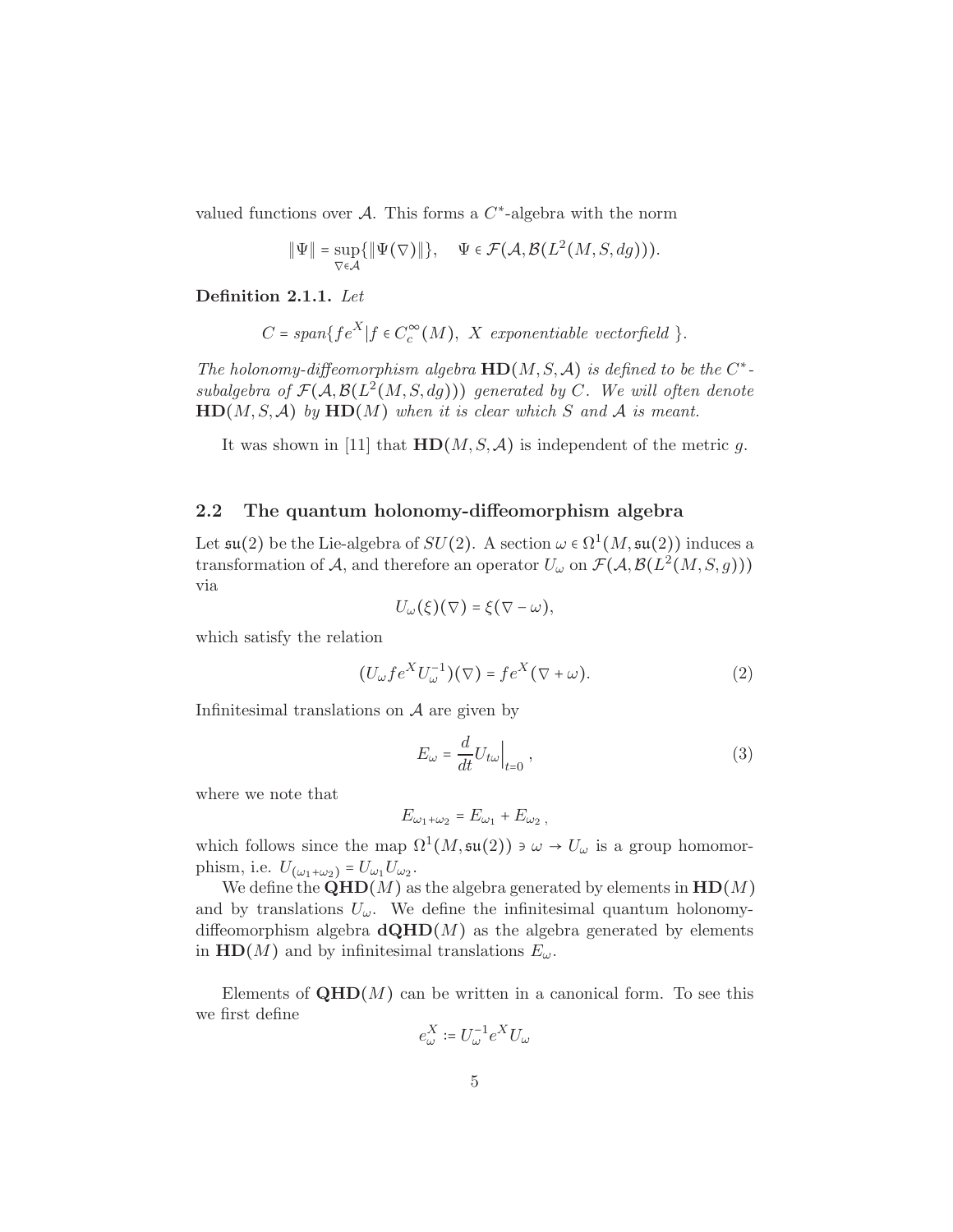valued functions over $\mathcal{A}$. This forms a $C^*$-algebra with the norm

$$\|\Psi\| = \sup_{\nabla \in \mathcal{A}} \{\|\Psi(\nabla)\|\}, \quad \Psi \in \mathcal{F}(\mathcal{A}, \mathcal{B}(L^2(M, S, dg))).$$

**Definition 2.1.1.** *Let*

$$C = span\{fe^X | f \in C_c^\infty(M),\ X \text{ exponentiable vectorfield }\}.$$

*The holonomy-diffeomorphism algebra* $\mathbf{HD}(M, S, \mathcal{A})$ *is defined to be the* $C^*$*-subalgebra of* $\mathcal{F}(\mathcal{A}, \mathcal{B}(L^2(M, S, dg)))$ *generated by* $C$*. We will often denote* $\mathbf{HD}(M, S, \mathcal{A})$ *by* $\mathbf{HD}(M)$ *when it is clear which* $S$ *and* $\mathcal{A}$ *is meant.*

It was shown in [11] that $\mathbf{HD}(M, S, \mathcal{A})$ is independent of the metric $g$.

## 2.2 The quantum holonomy-diffeomorphism algebra

Let $\mathfrak{su}(2)$ be the Lie-algebra of $SU(2)$. A section $\omega \in \Omega^1(M, \mathfrak{su}(2))$ induces a transformation of $\mathcal{A}$, and therefore an operator $U_\omega$ on $\mathcal{F}(\mathcal{A}, \mathcal{B}(L^2(M, S, g)))$ via

$$U_\omega(\xi)(\nabla) = \xi(\nabla - \omega),$$

which satisfy the relation

$$(U_\omega f e^X U_\omega^{-1})(\nabla) = f e^X(\nabla + \omega). \tag{2}$$

Infinitesimal translations on $\mathcal{A}$ are given by

$$E_\omega = \frac{d}{dt} U_{t\omega}\Big|_{t=0}, \tag{3}$$

where we note that

$$E_{\omega_1 + \omega_2} = E_{\omega_1} + E_{\omega_2},$$

which follows since the map $\Omega^1(M, \mathfrak{su}(2)) \ni \omega \to U_\omega$ is a group homomorphism, i.e. $U_{(\omega_1 + \omega_2)} = U_{\omega_1} U_{\omega_2}$.

We define the $\mathbf{QHD}(M)$ as the algebra generated by elements in $\mathbf{HD}(M)$ and by translations $U_\omega$. We define the infinitesimal quantum holonomy-diffeomorphism algebra $\mathbf{dQHD}(M)$ as the algebra generated by elements in $\mathbf{HD}(M)$ and by infinitesimal translations $E_\omega$.

Elements of $\mathbf{QHD}(M)$ can be written in a canonical form. To see this we first define

$$e_\omega^X := U_\omega^{-1} e^X U_\omega$$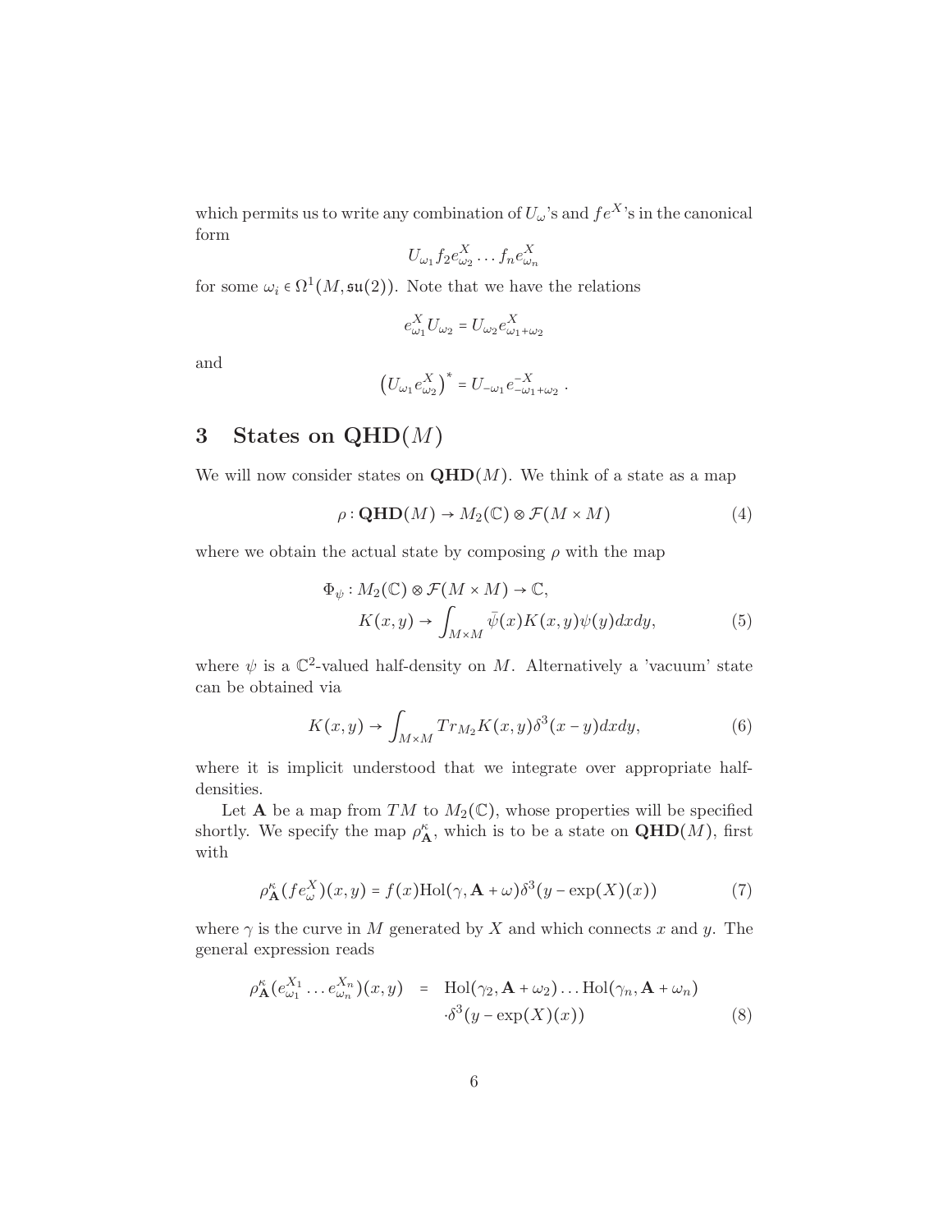which permits us to write any combination of $U_\omega$'s and $fe^X$'s in the canonical form

$$U_{\omega_1} f_2 e^X_{\omega_2} \dots f_n e^X_{\omega_n}$$

for some $\omega_i \in \Omega^1(M, \mathfrak{su}(2))$. Note that we have the relations

$$e^X_{\omega_1} U_{\omega_2} = U_{\omega_2} e^X_{\omega_1 + \omega_2}$$

and

$$\left( U_{\omega_1} e^X_{\omega_2} \right)^* = U_{-\omega_1} e^{-X}_{-\omega_1 + \omega_2} \ .$$

# 3 States on $\mathbf{QHD}(M)$

We will now consider states on $\mathbf{QHD}(M)$. We think of a state as a map

$$\rho : \mathbf{QHD}(M) \to M_2(\mathbb{C}) \otimes \mathcal{F}(M \times M) \tag{4}$$

where we obtain the actual state by composing $\rho$ with the map

$$\begin{aligned} \Phi_\psi : M_2(\mathbb{C}) \otimes \mathcal{F}(M \times M) &\to \mathbb{C}, \\ K(x,y) &\to \int_{M\times M} \bar{\psi}(x) K(x,y) \psi(y) dx dy, \end{aligned} \tag{5}$$

where $\psi$ is a $\mathbb{C}^2$-valued half-density on $M$. Alternatively a 'vacuum' state can be obtained via

$$K(x,y) \to \int_{M\times M} Tr_{M_2} K(x,y) \delta^3(x-y) dx dy, \tag{6}$$

where it is implicit understood that we integrate over appropriate half-densities.

Let $\mathbf{A}$ be a map from $TM$ to $M_2(\mathbb{C})$, whose properties will be specified shortly. We specify the map $\rho^\kappa_{\mathbf{A}}$, which is to be a state on $\mathbf{QHD}(M)$, first with

$$\rho^\kappa_{\mathbf{A}}(fe^X_\omega)(x,y) = f(x) \mathrm{Hol}(\gamma, \mathbf{A} + \omega) \delta^3(y - \exp(X)(x)) \tag{7}$$

where $\gamma$ is the curve in $M$ generated by $X$ and which connects $x$ and $y$. The general expression reads

$$\begin{aligned} \rho^\kappa_{\mathbf{A}}(e^{X_1}_{\omega_1} \dots e^{X_n}_{\omega_n})(x,y) \;\; = \;\; & \mathrm{Hol}(\gamma_2, \mathbf{A} + \omega_2) \dots \mathrm{Hol}(\gamma_n, \mathbf{A} + \omega_n) \\ & \cdot \delta^3(y - \exp(X)(x)) \end{aligned} \tag{8}$$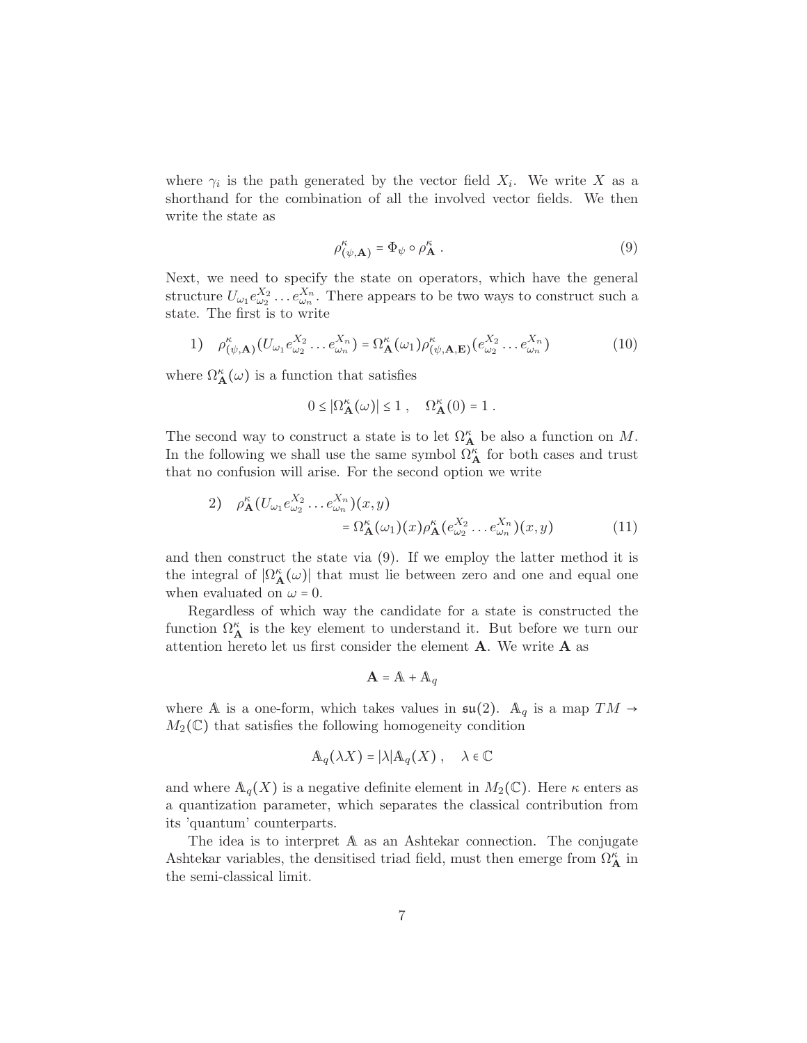where $\gamma_i$ is the path generated by the vector field $X_i$. We write $X$ as a shorthand for the combination of all the involved vector fields. We then write the state as

$$\rho^\kappa_{(\psi,\mathbf{A})} = \Phi_\psi \circ \rho^\kappa_{\mathbf{A}} \ . \tag{9}$$

Next, we need to specify the state on operators, which have the general structure $U_{\omega_1} e^{X_2}_{\omega_2} \ldots e^{X_n}_{\omega_n}$. There appears to be two ways to construct such a state. The first is to write

$$1) \quad \rho^\kappa_{(\psi,\mathbf{A})}(U_{\omega_1} e^{X_2}_{\omega_2} \ldots e^{X_n}_{\omega_n}) = \Omega^\kappa_{\mathbf{A}}(\omega_1) \rho^\kappa_{(\psi,\mathbf{A},\mathbf{E})}(e^{X_2}_{\omega_2} \ldots e^{X_n}_{\omega_n}) \tag{10}$$

where $\Omega^\kappa_{\mathbf{A}}(\omega)$ is a function that satisfies

$$0 \leq |\Omega^\kappa_{\mathbf{A}}(\omega)| \leq 1 \ , \quad \Omega^\kappa_{\mathbf{A}}(0) = 1 \ .$$

The second way to construct a state is to let $\Omega^\kappa_{\mathbf{A}}$ be also a function on $M$. In the following we shall use the same symbol $\Omega^\kappa_{\mathbf{A}}$ for both cases and trust that no confusion will arise. For the second option we write

$$\begin{aligned} 2) \quad & \rho^\kappa_{\mathbf{A}}(U_{\omega_1} e^{X_2}_{\omega_2} \ldots e^{X_n}_{\omega_n})(x,y) \\ & \qquad = \Omega^\kappa_{\mathbf{A}}(\omega_1)(x) \rho^\kappa_{\mathbf{A}}(e^{X_2}_{\omega_2} \ldots e^{X_n}_{\omega_n})(x,y) \end{aligned} \tag{11}$$

and then construct the state via (9). If we employ the latter method it is the integral of $|\Omega^\kappa_{\mathbf{A}}(\omega)|$ that must lie between zero and one and equal one when evaluated on $\omega = 0$.

Regardless of which way the candidate for a state is constructed the function $\Omega^\kappa_{\mathbf{A}}$ is the key element to understand it. But before we turn our attention hereto let us first consider the element $\mathbf{A}$. We write $\mathbf{A}$ as

$$\mathbf{A} = \mathbb{A} + \mathbb{A}_q$$

where $\mathbb{A}$ is a one-form, which takes values in $\mathfrak{su}(2)$. $\mathbb{A}_q$ is a map $TM \to M_2(\mathbb{C})$ that satisfies the following homogeneity condition

$$\mathbb{A}_q(\lambda X) = |\lambda| \mathbb{A}_q(X) \ , \quad \lambda \in \mathbb{C}$$

and where $\mathbb{A}_q(X)$ is a negative definite element in $M_2(\mathbb{C})$. Here $\kappa$ enters as a quantization parameter, which separates the classical contribution from its 'quantum' counterparts.

The idea is to interpret $\mathbb{A}$ as an Ashtekar connection. The conjugate Ashtekar variables, the densitised triad field, must then emerge from $\Omega^\kappa_{\mathbf{A}}$ in the semi-classical limit.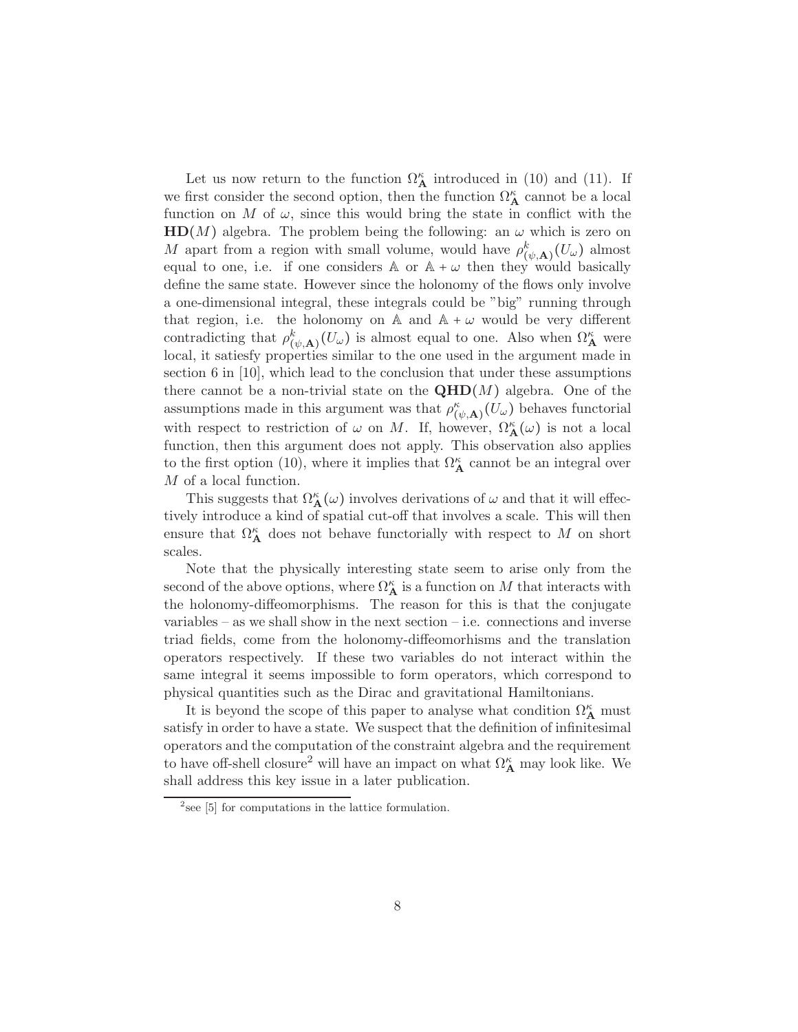Let us now return to the function $\Omega^\kappa_{\mathbf{A}}$ introduced in (10) and (11). If we first consider the second option, then the function $\Omega^\kappa_{\mathbf{A}}$ cannot be a local function on $M$ of $\omega$, since this would bring the state in conflict with the $\mathbf{HD}(M)$ algebra. The problem being the following: an $\omega$ which is zero on $M$ apart from a region with small volume, would have $\rho^k_{(\psi,\mathbf{A})}(U_\omega)$ almost equal to one, i.e. if one considers $\mathbb{A}$ or $\mathbb{A}+\omega$ then they would basically define the same state. However since the holonomy of the flows only involve a one-dimensional integral, these integrals could be "big" running through that region, i.e. the holonomy on $\mathbb{A}$ and $\mathbb{A}+\omega$ would be very different contradicting that $\rho^k_{(\psi,\mathbf{A})}(U_\omega)$ is almost equal to one. Also when $\Omega^\kappa_{\mathbf{A}}$ were local, it satiesfy properties similar to the one used in the argument made in section 6 in [10], which lead to the conclusion that under these assumptions there cannot be a non-trivial state on the $\mathbf{QHD}(M)$ algebra. One of the assumptions made in this argument was that $\rho^\kappa_{(\psi,\mathbf{A})}(U_\omega)$ behaves functorial with respect to restriction of $\omega$ on $M$. If, however, $\Omega^\kappa_{\mathbf{A}}(\omega)$ is not a local function, then this argument does not apply. This observation also applies to the first option (10), where it implies that $\Omega^\kappa_{\mathbf{A}}$ cannot be an integral over $M$ of a local function.

This suggests that $\Omega^\kappa_{\mathbf{A}}(\omega)$ involves derivations of $\omega$ and that it will effectively introduce a kind of spatial cut-off that involves a scale. This will then ensure that $\Omega^\kappa_{\mathbf{A}}$ does not behave functorially with respect to $M$ on short scales.

Note that the physically interesting state seem to arise only from the second of the above options, where $\Omega^\kappa_{\mathbf{A}}$ is a function on $M$ that interacts with the holonomy-diffeomorphisms. The reason for this is that the conjugate variables – as we shall show in the next section – i.e. connections and inverse triad fields, come from the holonomy-diffeomorhisms and the translation operators respectively. If these two variables do not interact within the same integral it seems impossible to form operators, which correspond to physical quantities such as the Dirac and gravitational Hamiltonians.

It is beyond the scope of this paper to analyse what condition $\Omega^\kappa_{\mathbf{A}}$ must satisfy in order to have a state. We suspect that the definition of infinitesimal operators and the computation of the constraint algebra and the requirement to have off-shell closure[2] will have an impact on what $\Omega^\kappa_{\mathbf{A}}$ may look like. We shall address this key issue in a later publication.

[2] see [5] for computations in the lattice formulation.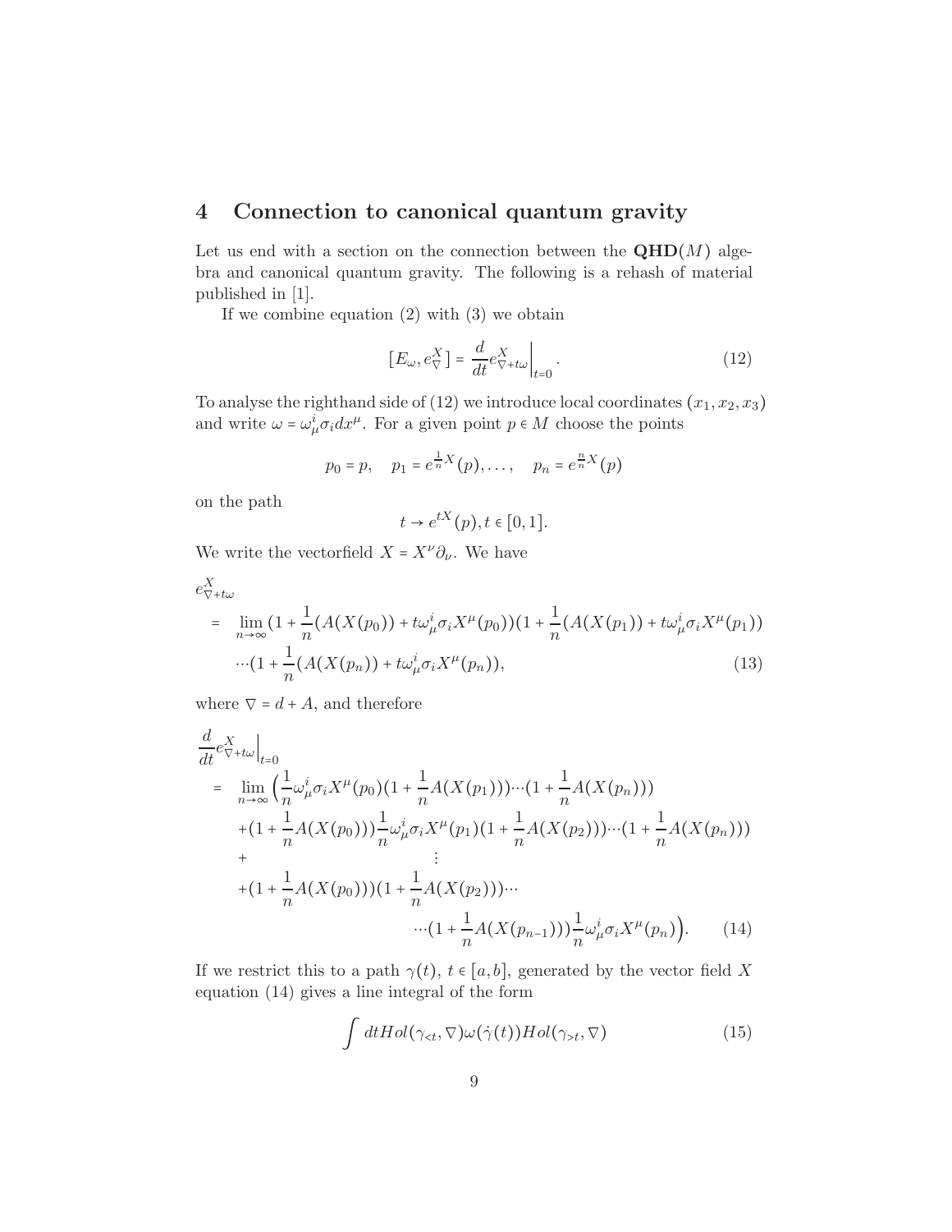## 4 Connection to canonical quantum gravity

Let us end with a section on the connection between the $\mathbf{QHD}(M)$ algebra and canonical quantum gravity. The following is a rehash of material published in [1].

If we combine equation (2) with (3) we obtain

$$[E_\omega, e^X_\nabla] = \frac{d}{dt} e^X_{\nabla + t\omega}\Big|_{t=0}. \tag{12}$$

To analyse the righthand side of (12) we introduce local coordinates $(x_1, x_2, x_3)$ and write $\omega = \omega^i_\mu \sigma_i dx^\mu$. For a given point $p \in M$ choose the points

$$p_0 = p, \quad p_1 = e^{\frac{1}{n}X}(p), \ldots, \quad p_n = e^{\frac{n}{n}X}(p)$$

on the path

$$t \to e^{tX}(p), t \in [0,1].$$

We write the vectorfield $X = X^\nu \partial_\nu$. We have

$$\begin{aligned}
&e^X_{\nabla + t\omega} \\
&= \lim_{n\to\infty} (1 + \frac{1}{n}(A(X(p_0)) + t\omega^i_\mu \sigma_i X^\mu(p_0))(1 + \frac{1}{n}(A(X(p_1)) + t\omega^i_\mu \sigma_i X^\mu(p_1)) \\
&\quad \cdots (1 + \frac{1}{n}(A(X(p_n)) + t\omega^i_\mu \sigma_i X^\mu(p_n)),
\end{aligned} \tag{13}$$

where $\nabla = d + A$, and therefore

$$\begin{aligned}
&\frac{d}{dt} e^X_{\nabla + t\omega}\Big|_{t=0} \\
&= \lim_{n\to\infty} \Big( \frac{1}{n}\omega^i_\mu \sigma_i X^\mu(p_0)(1 + \frac{1}{n}A(X(p_1)))\cdots(1 + \frac{1}{n}A(X(p_n))) \\
&\quad + (1 + \frac{1}{n}A(X(p_0)))\frac{1}{n}\omega^i_\mu \sigma_i X^\mu(p_1)(1 + \frac{1}{n}A(X(p_2)))\cdots(1 + \frac{1}{n}A(X(p_n))) \\
&\quad + \qquad \vdots \\
&\quad + (1 + \frac{1}{n}A(X(p_0)))(1 + \frac{1}{n}A(X(p_2)))\cdots \\
&\qquad \cdots (1 + \frac{1}{n}A(X(p_{n-1})))\frac{1}{n}\omega^i_\mu \sigma_i X^\mu(p_n)\Big).
\end{aligned} \tag{14}$$

If we restrict this to a path $\gamma(t)$, $t \in [a,b]$, generated by the vector field $X$ equation (14) gives a line integral of the form

$$\int dt Hol(\gamma_{<t}, \nabla)\omega(\dot{\gamma}(t))Hol(\gamma_{>t}, \nabla) \tag{15}$$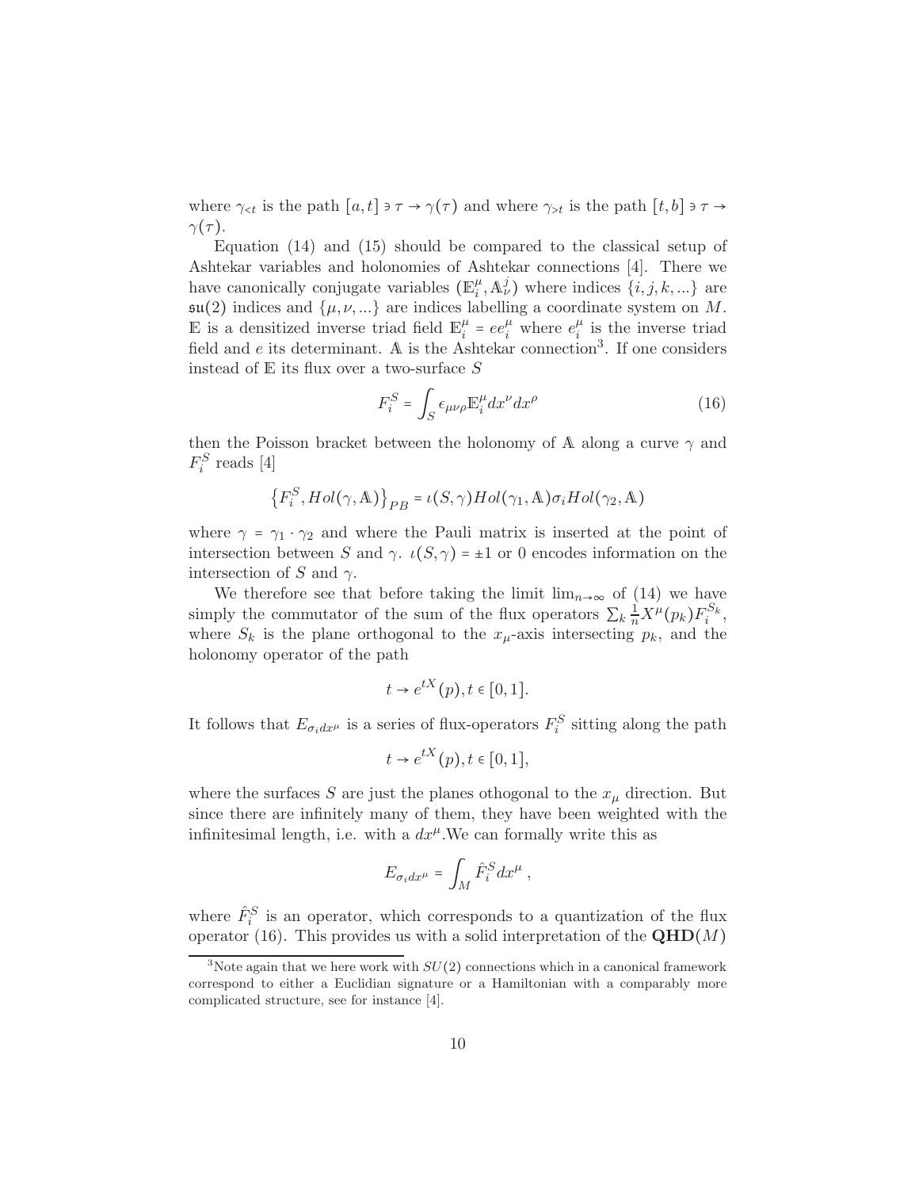where $\gamma_{<t}$ is the path $[a,t] \ni \tau \to \gamma(\tau)$ and where $\gamma_{>t}$ is the path $[t,b] \ni \tau \to \gamma(\tau)$.

Equation (14) and (15) should be compared to the classical setup of Ashtekar variables and holonomies of Ashtekar connections [4]. There we have canonically conjugate variables $(\mathbb{E}_i^\mu, \mathbb{A}_\nu^j)$ where indices $\{i,j,k,...\}$ are $\mathfrak{su}(2)$ indices and $\{\mu,\nu,...\}$ are indices labelling a coordinate system on $M$. $\mathbb{E}$ is a densitized inverse triad field $\mathbb{E}_i^\mu = e e_i^\mu$ where $e_i^\mu$ is the inverse triad field and $e$ its determinant. $\mathbb{A}$ is the Ashtekar connection[3]. If one considers instead of $\mathbb{E}$ its flux over a two-surface $S$

$$F_i^S = \int_S \epsilon_{\mu\nu\rho} \mathbb{E}_i^\mu dx^\nu dx^\rho \tag{16}$$

then the Poisson bracket between the holonomy of $\mathbb{A}$ along a curve $\gamma$ and $F_i^S$ reads [4]

$$\left\{F_i^S, Hol(\gamma, \mathbb{A})\right\}_{PB} = \iota(S,\gamma) Hol(\gamma_1, \mathbb{A}) \sigma_i Hol(\gamma_2, \mathbb{A})$$

where $\gamma = \gamma_1 \cdot \gamma_2$ and where the Pauli matrix is inserted at the point of intersection between $S$ and $\gamma$. $\iota(S,\gamma) = \pm 1$ or $0$ encodes information on the intersection of $S$ and $\gamma$.

We therefore see that before taking the limit $\lim_{n\to\infty}$ of (14) we have simply the commutator of the sum of the flux operators $\sum_k \frac{1}{n} X^\mu(p_k) F_i^{S_k}$, where $S_k$ is the plane orthogonal to the $x_\mu$-axis intersecting $p_k$, and the holonomy operator of the path

$$t \to e^{tX}(p), t \in [0,1].$$

It follows that $E_{\sigma_i dx^\mu}$ is a series of flux-operators $F_i^S$ sitting along the path

$$t \to e^{tX}(p), t \in [0,1],$$

where the surfaces $S$ are just the planes othogonal to the $x_\mu$ direction. But since there are infinitely many of them, they have been weighted with the infinitesimal length, i.e. with a $dx^\mu$.We can formally write this as

$$E_{\sigma_i dx^\mu} = \int_M \hat{F}_i^S dx^\mu \,,$$

where $\hat{F}_i^S$ is an operator, which corresponds to a quantization of the flux operator (16). This provides us with a solid interpretation of the $\mathbf{QHD}(M)$

[3] Note again that we here work with $SU(2)$ connections which in a canonical framework correspond to either a Euclidian signature or a Hamiltonian with a comparably more complicated structure, see for instance [4].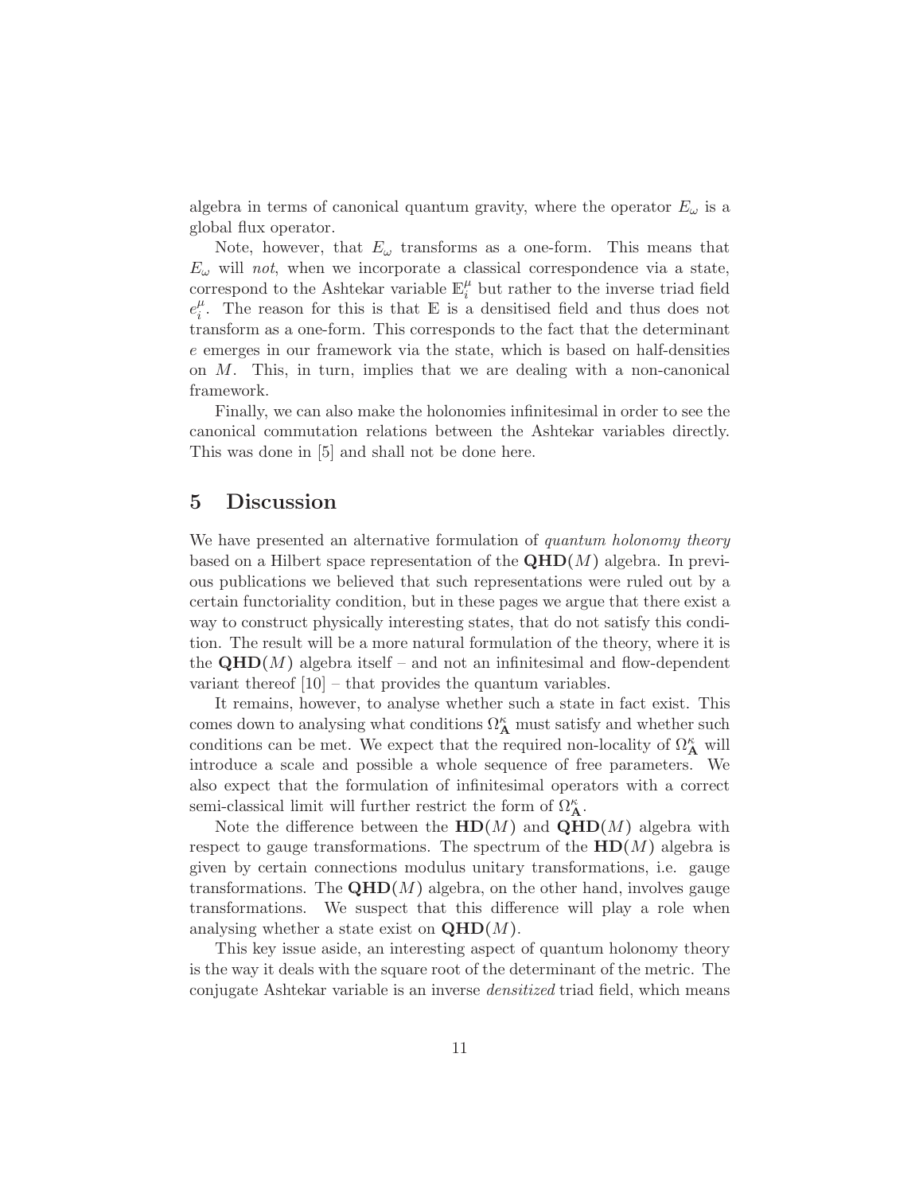algebra in terms of canonical quantum gravity, where the operator $E_\omega$ is a global flux operator.

Note, however, that $E_\omega$ transforms as a one-form. This means that $E_\omega$ will *not*, when we incorporate a classical correspondence via a state, correspond to the Ashtekar variable $\mathbb{E}_i^\mu$ but rather to the inverse triad field $e_i^\mu$. The reason for this is that $\mathbb{E}$ is a densitised field and thus does not transform as a one-form. This corresponds to the fact that the determinant $e$ emerges in our framework via the state, which is based on half-densities on $M$. This, in turn, implies that we are dealing with a non-canonical framework.

Finally, we can also make the holonomies infinitesimal in order to see the canonical commutation relations between the Ashtekar variables directly. This was done in [5] and shall not be done here.

## 5 Discussion

We have presented an alternative formulation of *quantum holonomy theory* based on a Hilbert space representation of the $\mathbf{QHD}(M)$ algebra. In previous publications we believed that such representations were ruled out by a certain functoriality condition, but in these pages we argue that there exist a way to construct physically interesting states, that do not satisfy this condition. The result will be a more natural formulation of the theory, where it is the $\mathbf{QHD}(M)$ algebra itself – and not an infinitesimal and flow-dependent variant thereof [10] – that provides the quantum variables.

It remains, however, to analyse whether such a state in fact exist. This comes down to analysing what conditions $\Omega_{\mathbf{A}}^\kappa$ must satisfy and whether such conditions can be met. We expect that the required non-locality of $\Omega_{\mathbf{A}}^\kappa$ will introduce a scale and possible a whole sequence of free parameters. We also expect that the formulation of infinitesimal operators with a correct semi-classical limit will further restrict the form of $\Omega_{\mathbf{A}}^\kappa$.

Note the difference between the $\mathbf{HD}(M)$ and $\mathbf{QHD}(M)$ algebra with respect to gauge transformations. The spectrum of the $\mathbf{HD}(M)$ algebra is given by certain connections modulus unitary transformations, i.e. gauge transformations. The $\mathbf{QHD}(M)$ algebra, on the other hand, involves gauge transformations. We suspect that this difference will play a role when analysing whether a state exist on $\mathbf{QHD}(M)$.

This key issue aside, an interesting aspect of quantum holonomy theory is the way it deals with the square root of the determinant of the metric. The conjugate Ashtekar variable is an inverse *densitized* triad field, which means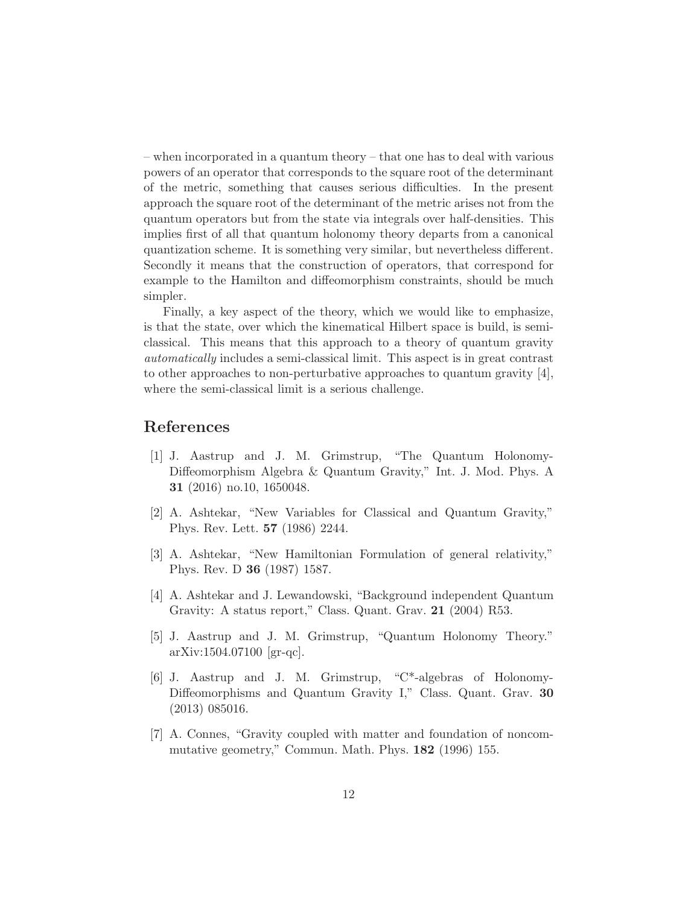– when incorporated in a quantum theory – that one has to deal with various powers of an operator that corresponds to the square root of the determinant of the metric, something that causes serious difficulties. In the present approach the square root of the determinant of the metric arises not from the quantum operators but from the state via integrals over half-densities. This implies first of all that quantum holonomy theory departs from a canonical quantization scheme. It is something very similar, but nevertheless different. Secondly it means that the construction of operators, that correspond for example to the Hamilton and diffeomorphism constraints, should be much simpler.

Finally, a key aspect of the theory, which we would like to emphasize, is that the state, over which the kinematical Hilbert space is build, is semi-classical. This means that this approach to a theory of quantum gravity *automatically* includes a semi-classical limit. This aspect is in great contrast to other approaches to non-perturbative approaches to quantum gravity [4], where the semi-classical limit is a serious challenge.

# References

[1] J. Aastrup and J. M. Grimstrup, "The Quantum Holonomy-Diffeomorphism Algebra & Quantum Gravity," Int. J. Mod. Phys. A **31** (2016) no.10, 1650048.

[2] A. Ashtekar, "New Variables for Classical and Quantum Gravity," Phys. Rev. Lett. **57** (1986) 2244.

[3] A. Ashtekar, "New Hamiltonian Formulation of general relativity," Phys. Rev. D **36** (1987) 1587.

[4] A. Ashtekar and J. Lewandowski, "Background independent Quantum Gravity: A status report," Class. Quant. Grav. **21** (2004) R53.

[5] J. Aastrup and J. M. Grimstrup, "Quantum Holonomy Theory." arXiv:1504.07100 [gr-qc].

[6] J. Aastrup and J. M. Grimstrup, "C*-algebras of Holonomy-Diffeomorphisms and Quantum Gravity I," Class. Quant. Grav. **30** (2013) 085016.

[7] A. Connes, "Gravity coupled with matter and foundation of noncommutative geometry," Commun. Math. Phys. **182** (1996) 155.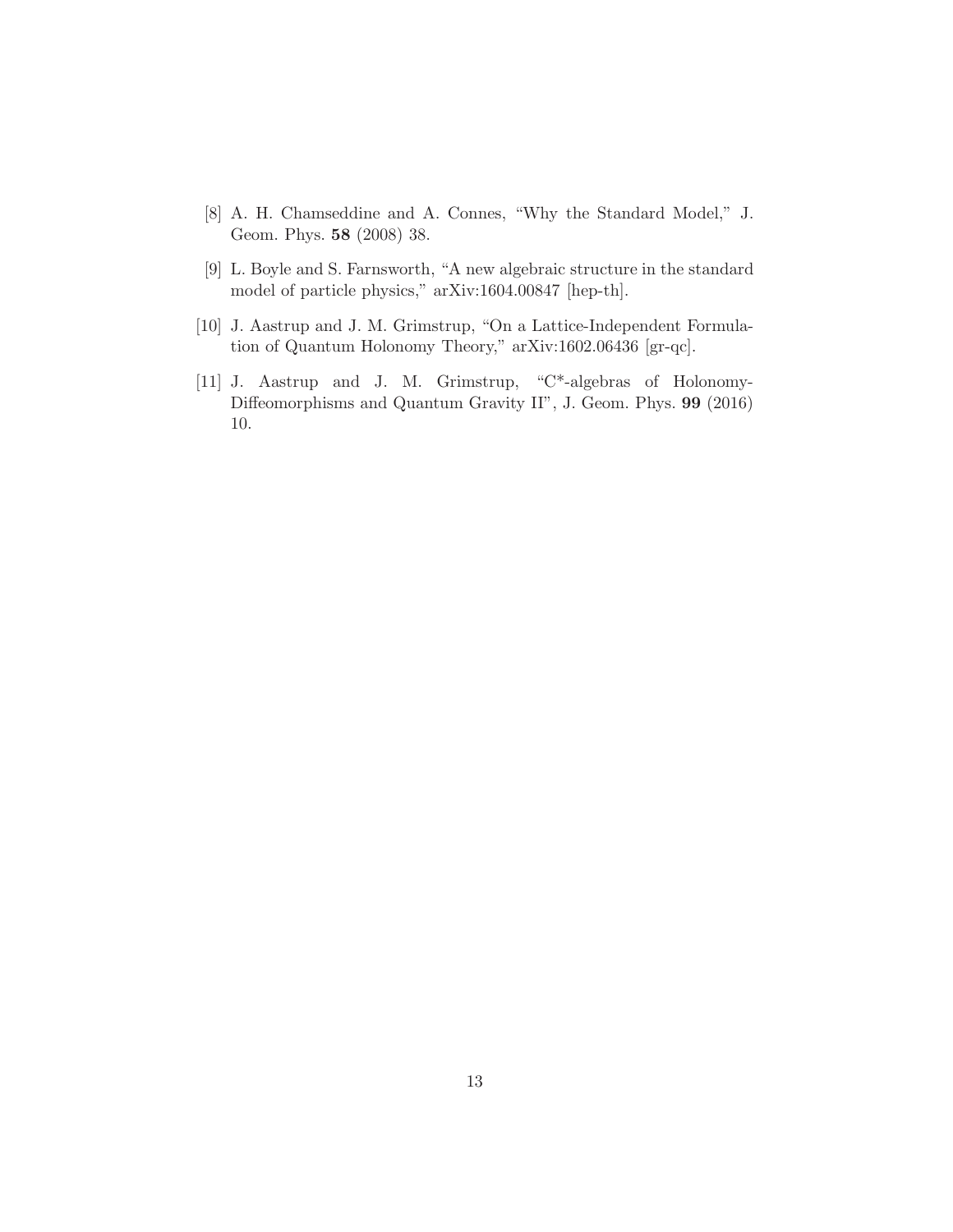[8] A. H. Chamseddine and A. Connes, "Why the Standard Model," J. Geom. Phys. **58** (2008) 38.

[9] L. Boyle and S. Farnsworth, "A new algebraic structure in the standard model of particle physics," arXiv:1604.00847 [hep-th].

[10] J. Aastrup and J. M. Grimstrup, "On a Lattice-Independent Formulation of Quantum Holonomy Theory," arXiv:1602.06436 [gr-qc].

[11] J. Aastrup and J. M. Grimstrup, "C*-algebras of Holonomy-Diffeomorphisms and Quantum Gravity II", J. Geom. Phys. **99** (2016) 10.